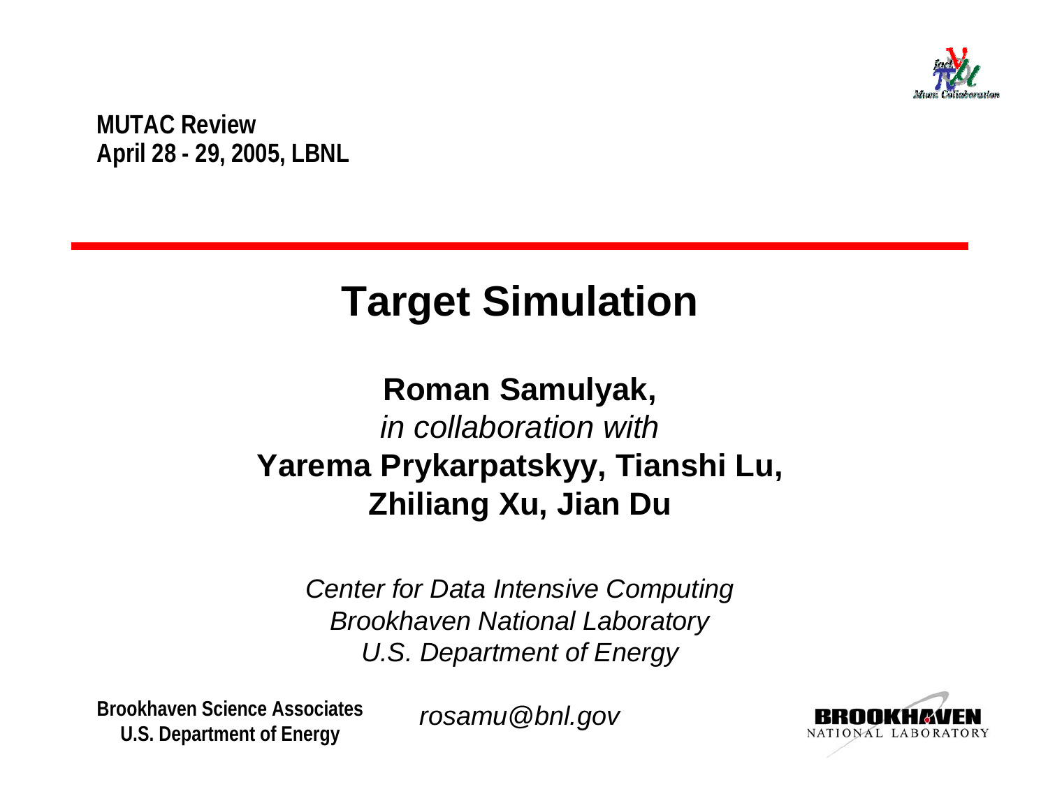MUTAC Review
April 28 - 29, 2005, LBNL

# Target Simulation

**Roman Samulyak,**
*in collaboration with*
**Yarema Prykarpatskyy, Tianshi Lu, Zhiliang Xu, Jian Du**

*Center for Data Intensive Computing*
*Brookhaven National Laboratory*
*U.S. Department of Energy*

Brookhaven Science Associates
U.S. Department of Energy

*rosamu@bnl.gov*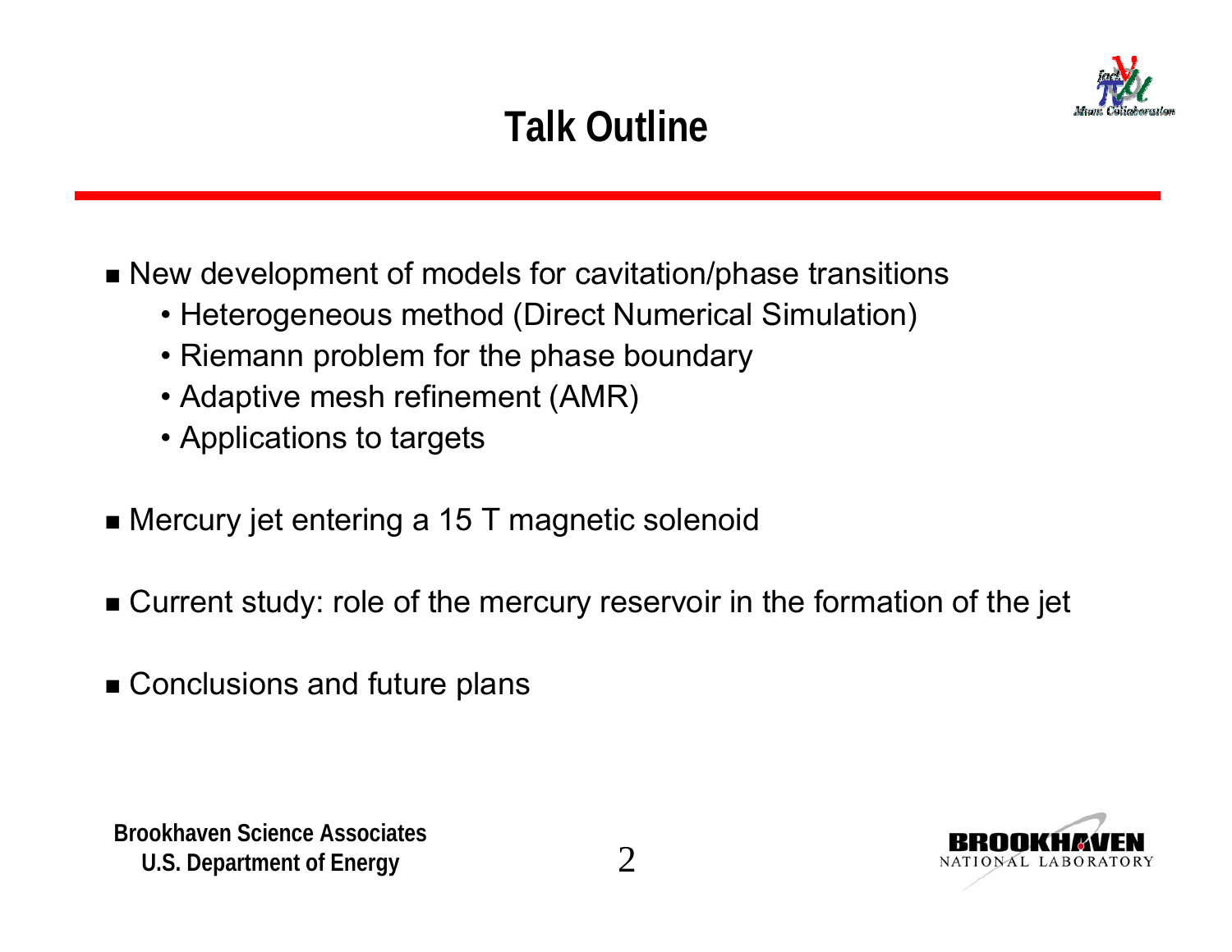# Talk Outline

- New development of models for cavitation/phase transitions
  - Heterogeneous method (Direct Numerical Simulation)
  - Riemann problem for the phase boundary
  - Adaptive mesh refinement (AMR)
  - Applications to targets
- Mercury jet entering a 15 T magnetic solenoid
- Current study: role of the mercury reservoir in the formation of the jet
- Conclusions and future plans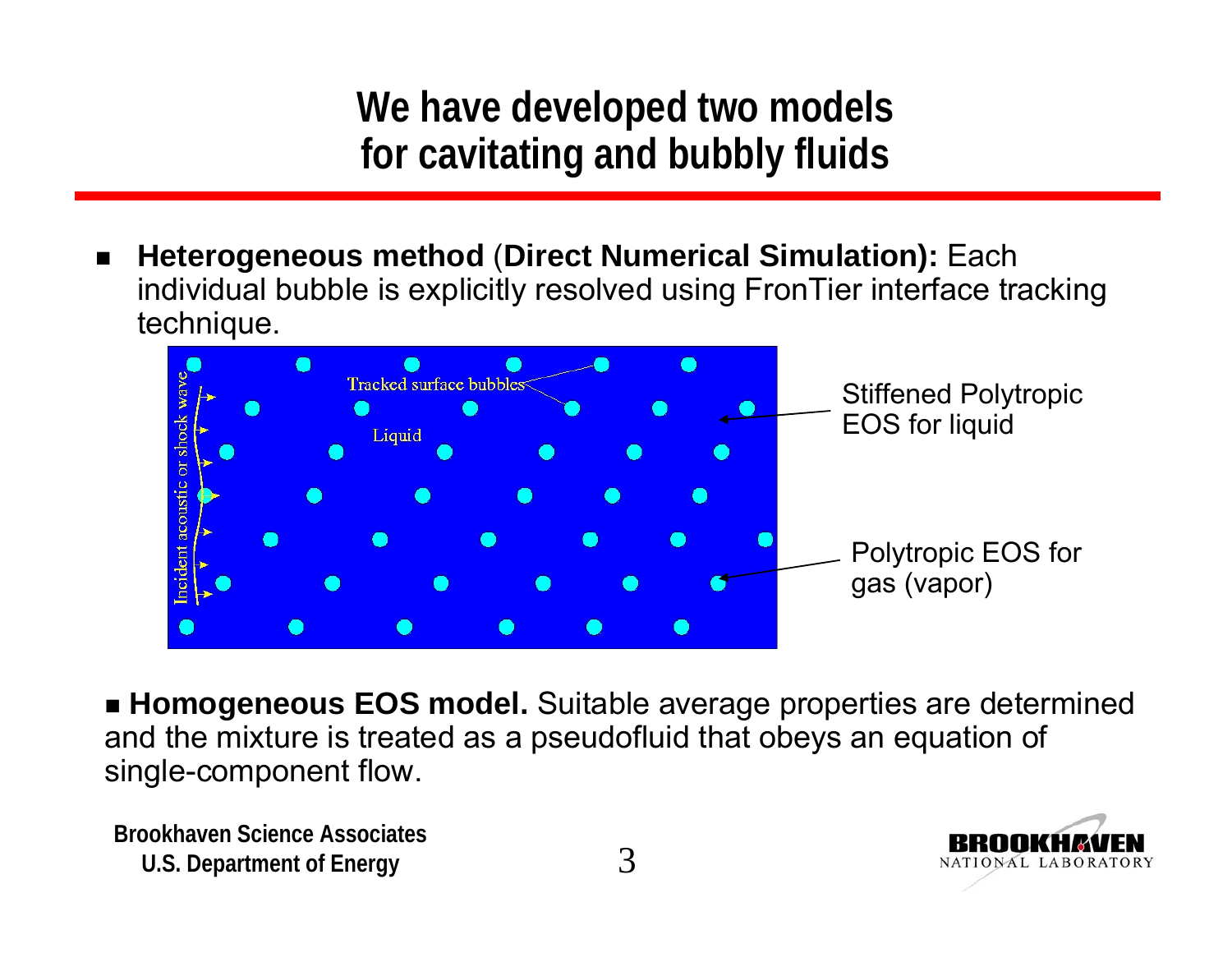# We have developed two models for cavitating and bubbly fluids

- **Heterogeneous method** (**Direct Numerical Simulation):** Each individual bubble is explicitly resolved using FronTier interface tracking technique.

Tracked surface bubbles

Liquid

Incident acoustic or shock wave

Stiffened Polytropic EOS for liquid

Polytropic EOS for gas (vapor)

- **Homogeneous EOS model.** Suitable average properties are determined and the mixture is treated as a pseudofluid that obeys an equation of single-component flow.

Brookhaven Science Associates
U.S. Department of Energy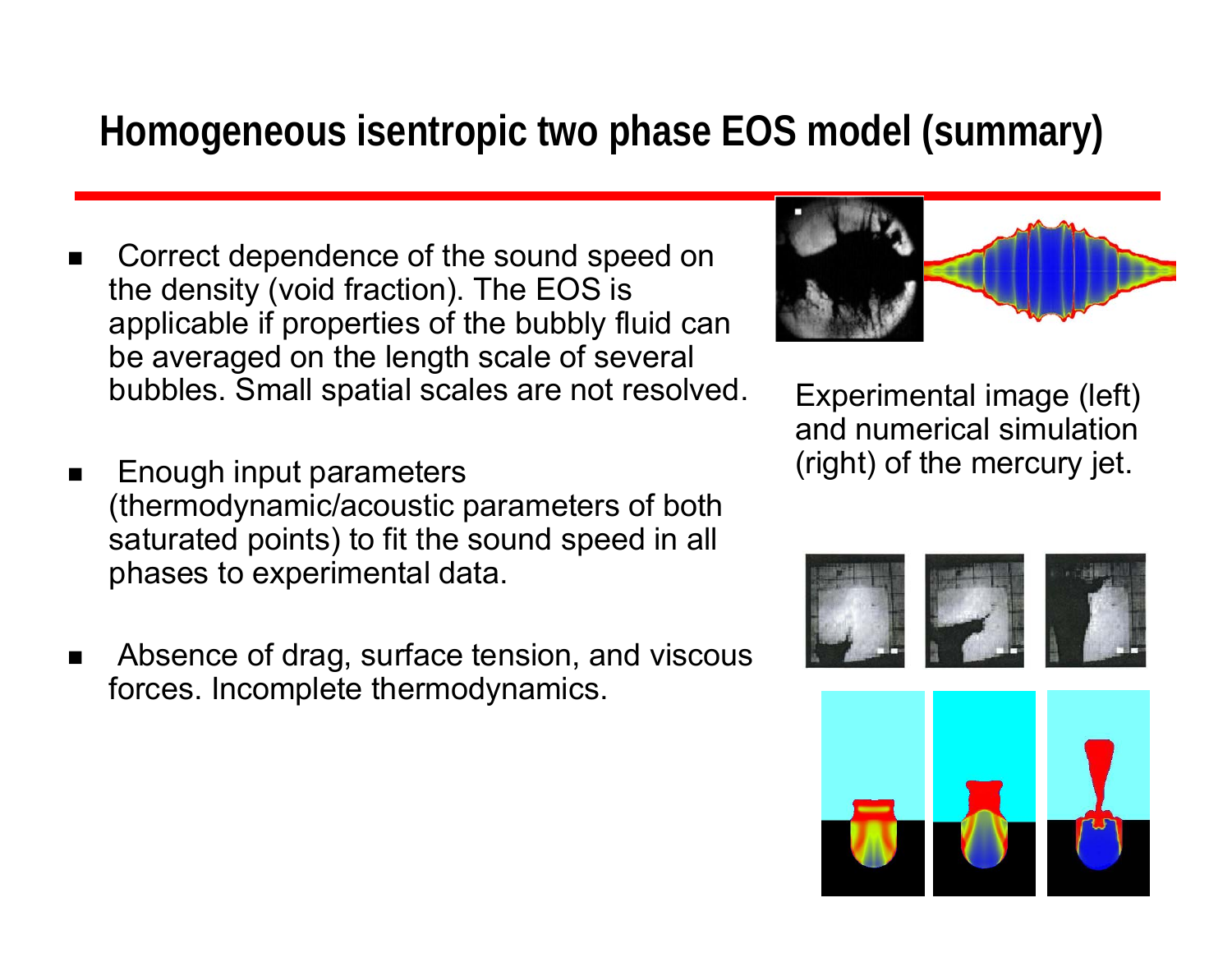# Homogeneous isentropic two phase EOS model (summary)

- Correct dependence of the sound speed on the density (void fraction). The EOS is applicable if properties of the bubbly fluid can be averaged on the length scale of several bubbles. Small spatial scales are not resolved.

- Enough input parameters (thermodynamic/acoustic parameters of both saturated points) to fit the sound speed in all phases to experimental data.

- Absence of drag, surface tension, and viscous forces. Incomplete thermodynamics.

Experimental image (left) and numerical simulation (right) of the mercury jet.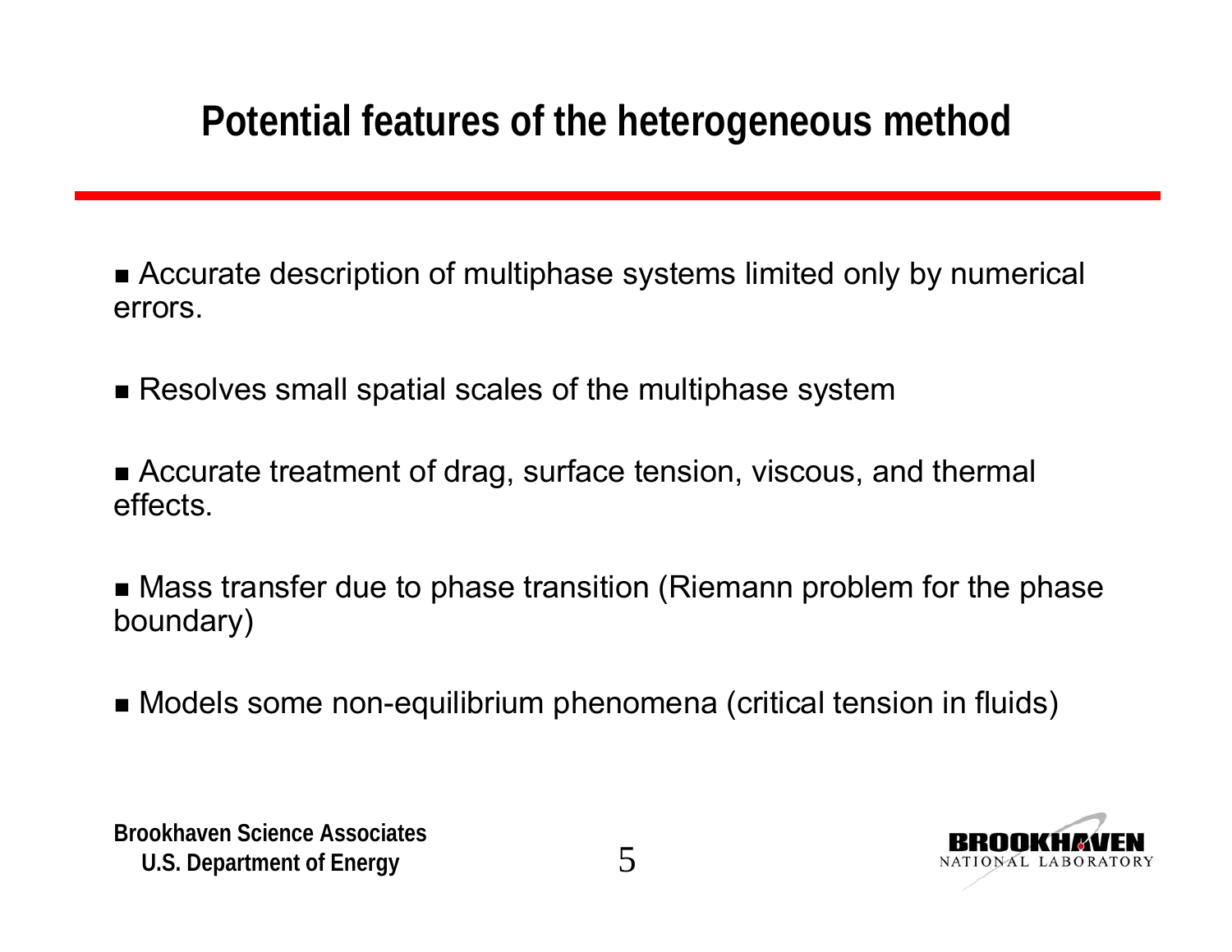# Potential features of the heterogeneous method

- Accurate description of multiphase systems limited only by numerical errors.
- Resolves small spatial scales of the multiphase system
- Accurate treatment of drag, surface tension, viscous, and thermal effects.
- Mass transfer due to phase transition (Riemann problem for the phase boundary)
- Models some non-equilibrium phenomena (critical tension in fluids)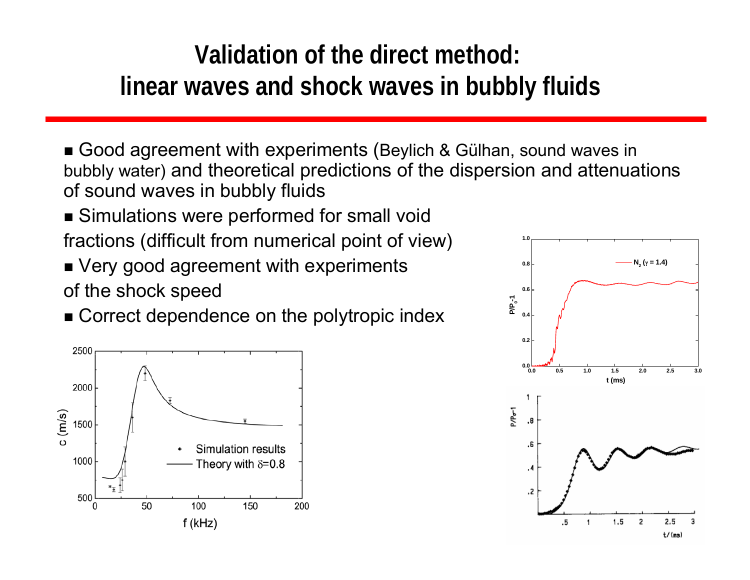# Validation of the direct method: linear waves and shock waves in bubbly fluids

- Good agreement with experiments (Beylich & Gülhan, sound waves in bubbly water) and theoretical predictions of the dispersion and attenuations of sound waves in bubbly fluids
- Simulations were performed for small void fractions (difficult from numerical point of view)
- Very good agreement with experiments of the shock speed
- Correct dependence on the polytropic index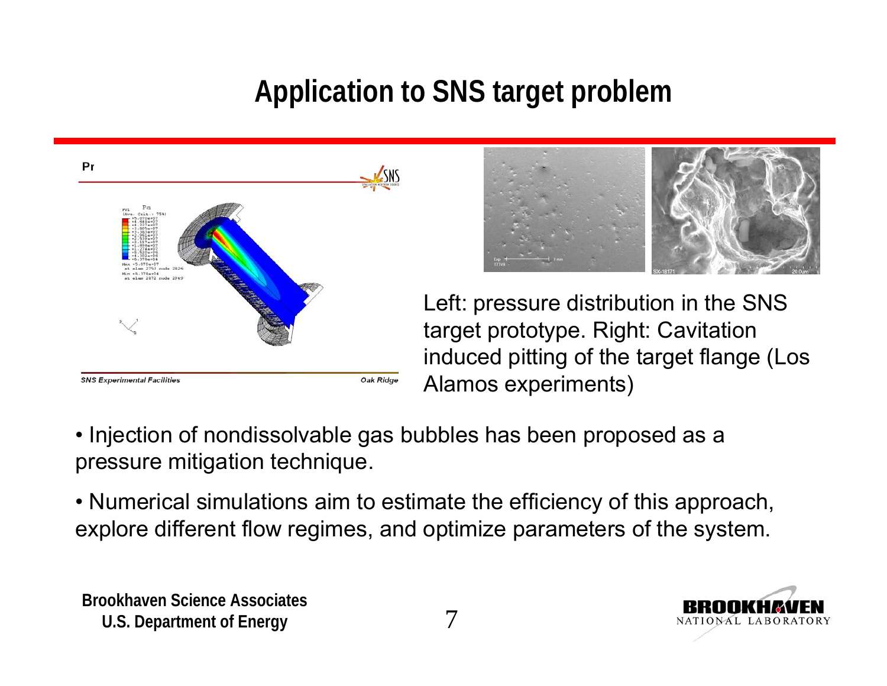# Application to SNS target problem

Left: pressure distribution in the SNS target prototype. Right: Cavitation induced pitting of the target flange (Los Alamos experiments)

- Injection of nondissolvable gas bubbles has been proposed as a pressure mitigation technique.
- Numerical simulations aim to estimate the efficiency of this approach, explore different flow regimes, and optimize parameters of the system.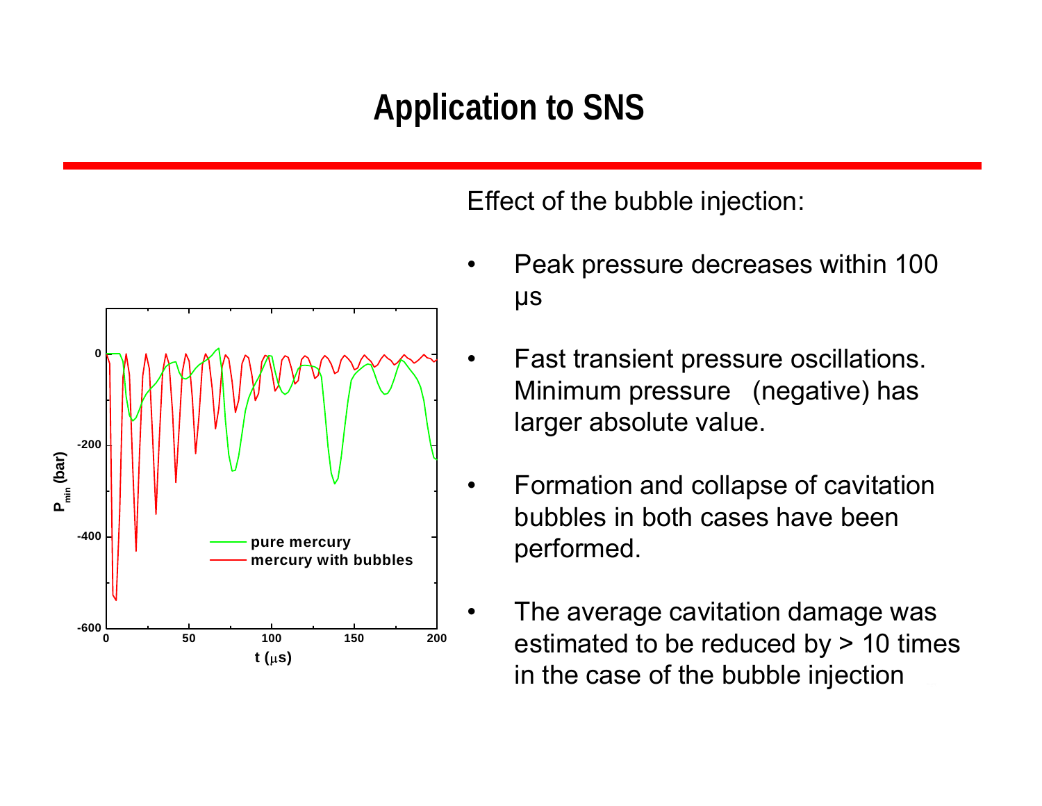# Application to SNS

Effect of the bubble injection:

- Peak pressure decreases within 100 μs
- Fast transient pressure oscillations. Minimum pressure (negative) has larger absolute value.
- Formation and collapse of cavitation bubbles in both cases have been performed.
- The average cavitation damage was estimated to be reduced by > 10 times in the case of the bubble injection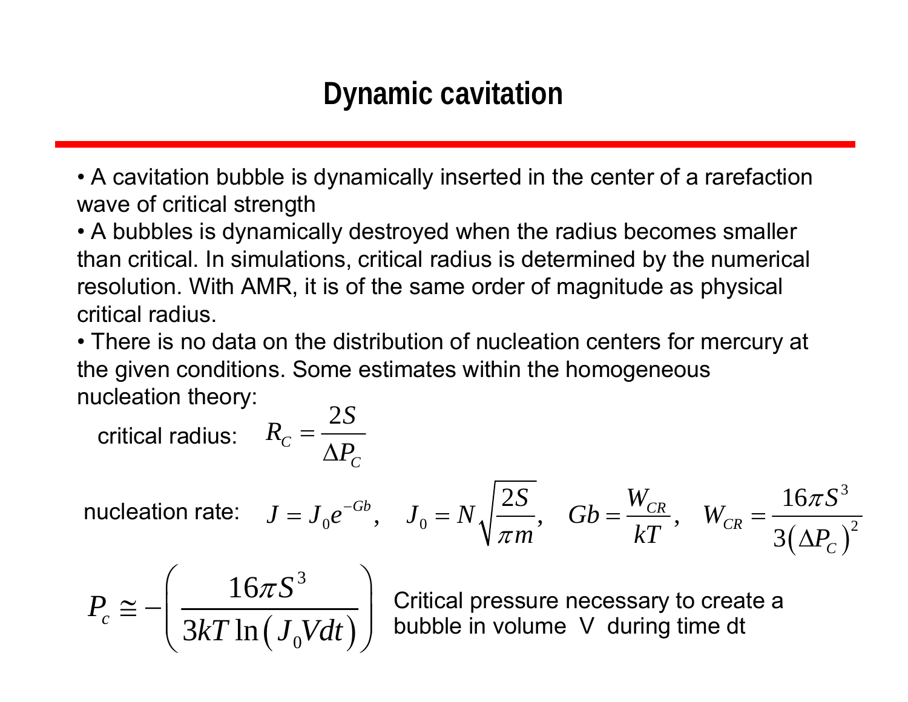# Dynamic cavitation

- A cavitation bubble is dynamically inserted in the center of a rarefaction wave of critical strength
- A bubbles is dynamically destroyed when the radius becomes smaller than critical. In simulations, critical radius is determined by the numerical resolution. With AMR, it is of the same order of magnitude as physical critical radius.
- There is no data on the distribution of nucleation centers for mercury at the given conditions. Some estimates within the homogeneous nucleation theory:

critical radius: $R_C = \dfrac{2S}{\Delta P_C}$

nucleation rate: $J = J_0 e^{-Gb}, \quad J_0 = N\sqrt{\dfrac{2S}{\pi m}}, \quad Gb = \dfrac{W_{CR}}{kT}, \quad W_{CR} = \dfrac{16\pi S^3}{3\left(\Delta P_C\right)^2}$

$$P_c \cong -\left(\frac{16\pi S^3}{3kT\ln\left(J_0 V dt\right)}\right)$$

Critical pressure necessary to create a bubble in volume V during time dt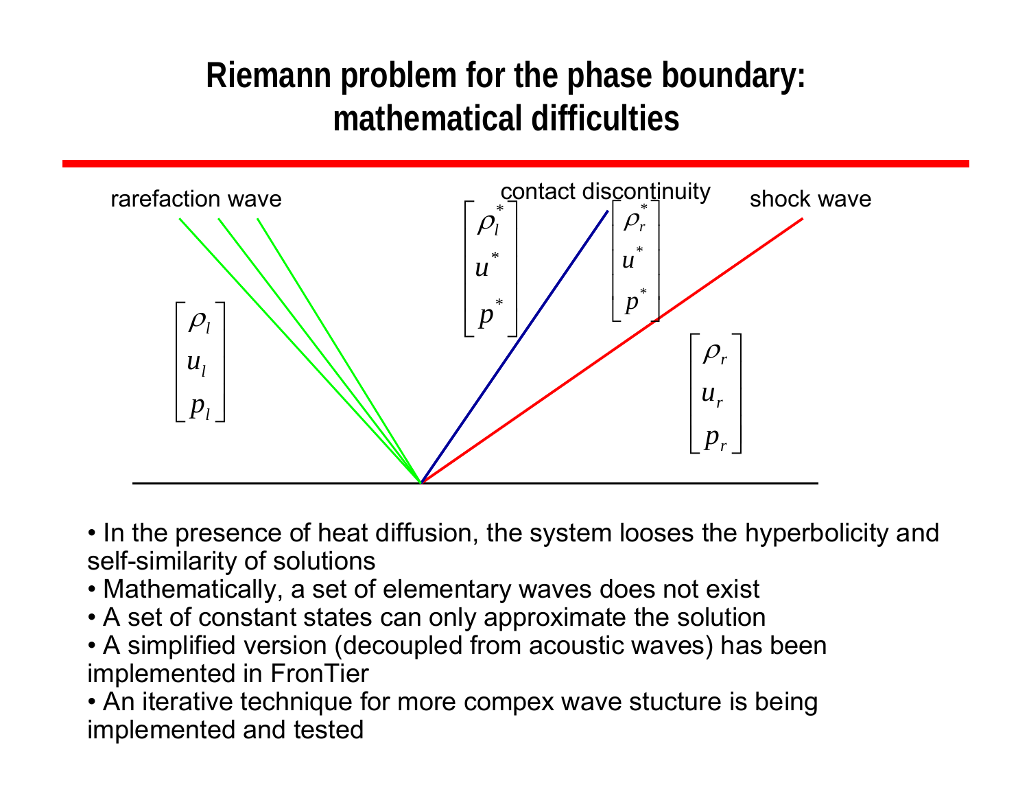# Riemann problem for the phase boundary: mathematical difficulties

rarefaction wave

contact discontinuity

shock wave

$$\begin{bmatrix} \rho_l \\ u_l \\ p_l \end{bmatrix} \quad \begin{bmatrix} \rho_l^* \\ u^* \\ p^* \end{bmatrix} \quad \begin{bmatrix} \rho_r^* \\ u^* \\ p^* \end{bmatrix} \quad \begin{bmatrix} \rho_r \\ u_r \\ p_r \end{bmatrix}$$

- In the presence of heat diffusion, the system looses the hyperbolicity and self-similarity of solutions
- Mathematically, a set of elementary waves does not exist
- A set of constant states can only approximate the solution
- A simplified version (decoupled from acoustic waves) has been implemented in FronTier
- An iterative technique for more compex wave stucture is being implemented and tested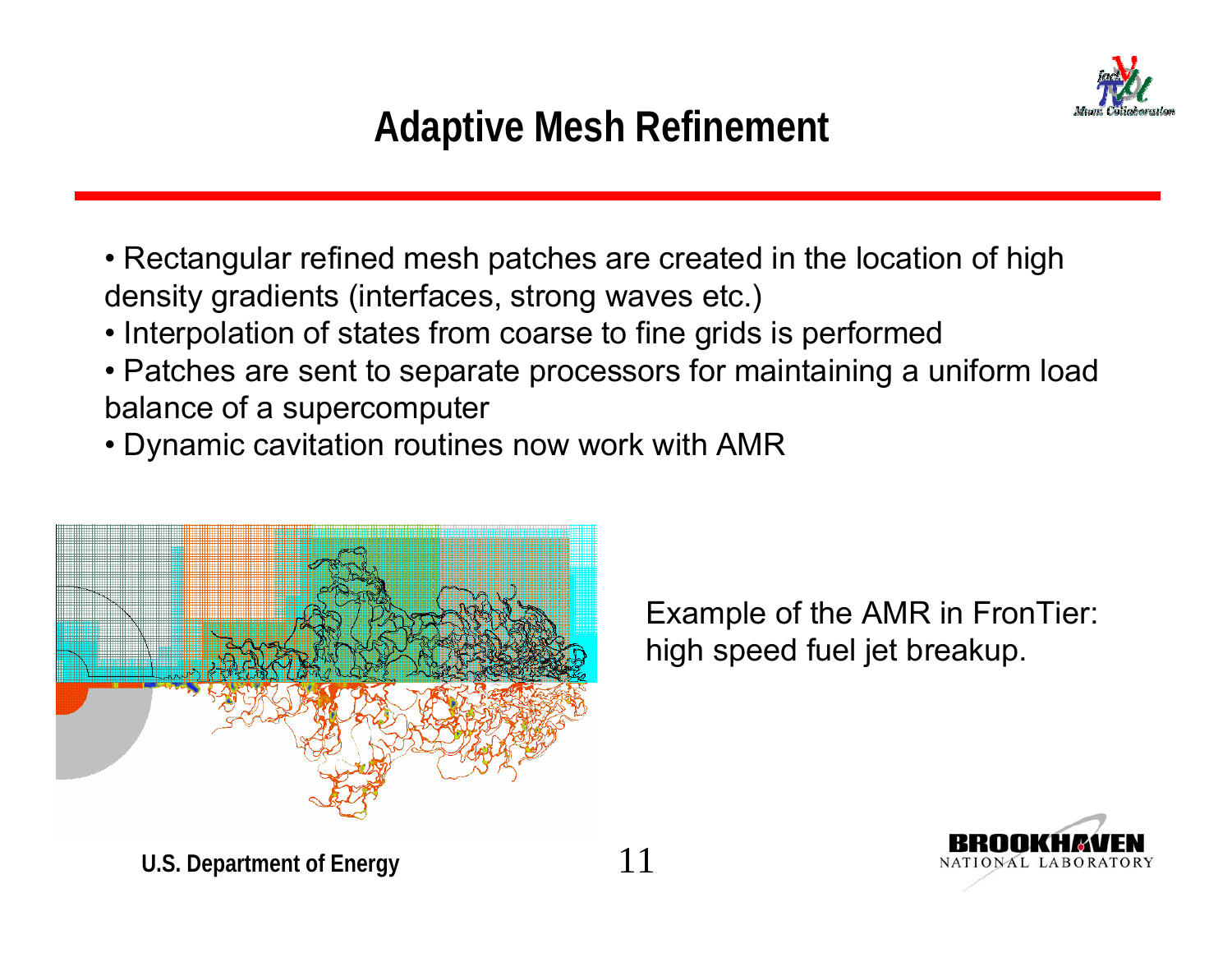# Adaptive Mesh Refinement

- Rectangular refined mesh patches are created in the location of high density gradients (interfaces, strong waves etc.)
- Interpolation of states from coarse to fine grids is performed
- Patches are sent to separate processors for maintaining a uniform load balance of a supercomputer
- Dynamic cavitation routines now work with AMR

Example of the AMR in FronTier: high speed fuel jet breakup.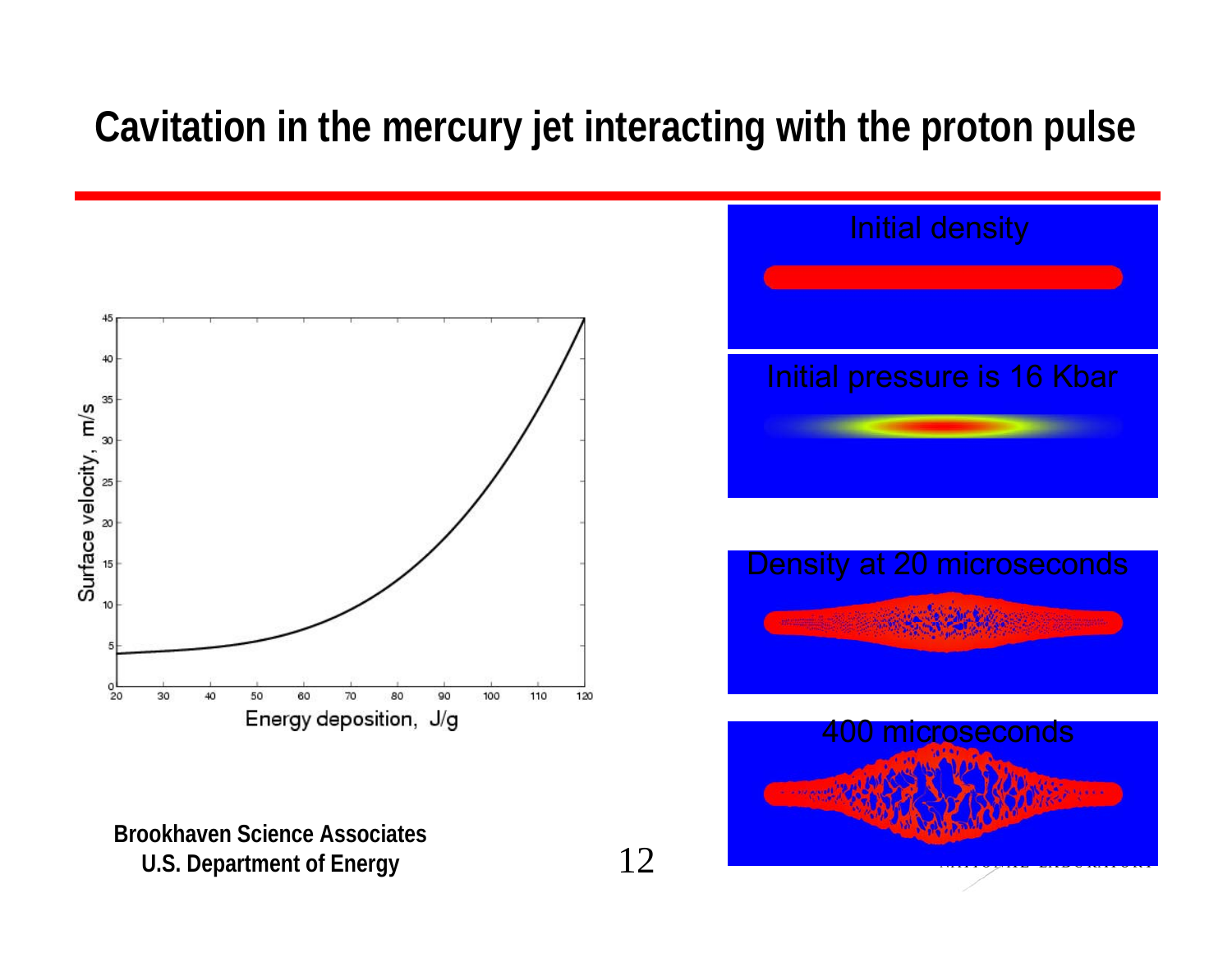# Cavitation in the mercury jet interacting with the proton pulse

Surface velocity, m/s

Energy deposition, J/g

Initial density

Initial pressure is 16 Kbar

Density at 20 microseconds

400 microseconds

**Brookhaven Science Associates**
**U.S. Department of Energy**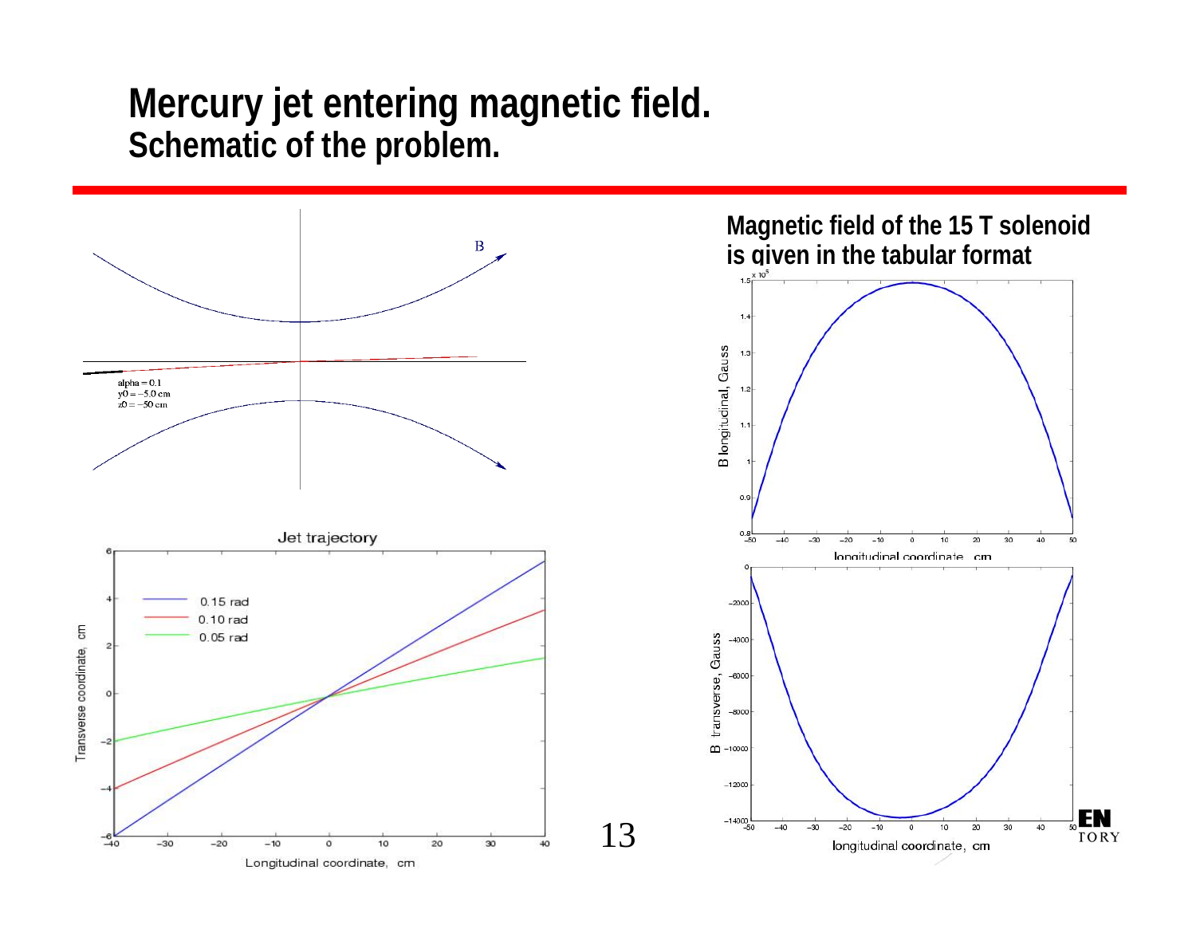# Mercury jet entering magnetic field.

## Schematic of the problem.

alpha = 0.1
y0 = −5.0 cm
z0 = −50 cm

**Magnetic field of the 15 T solenoid is given in the tabular format**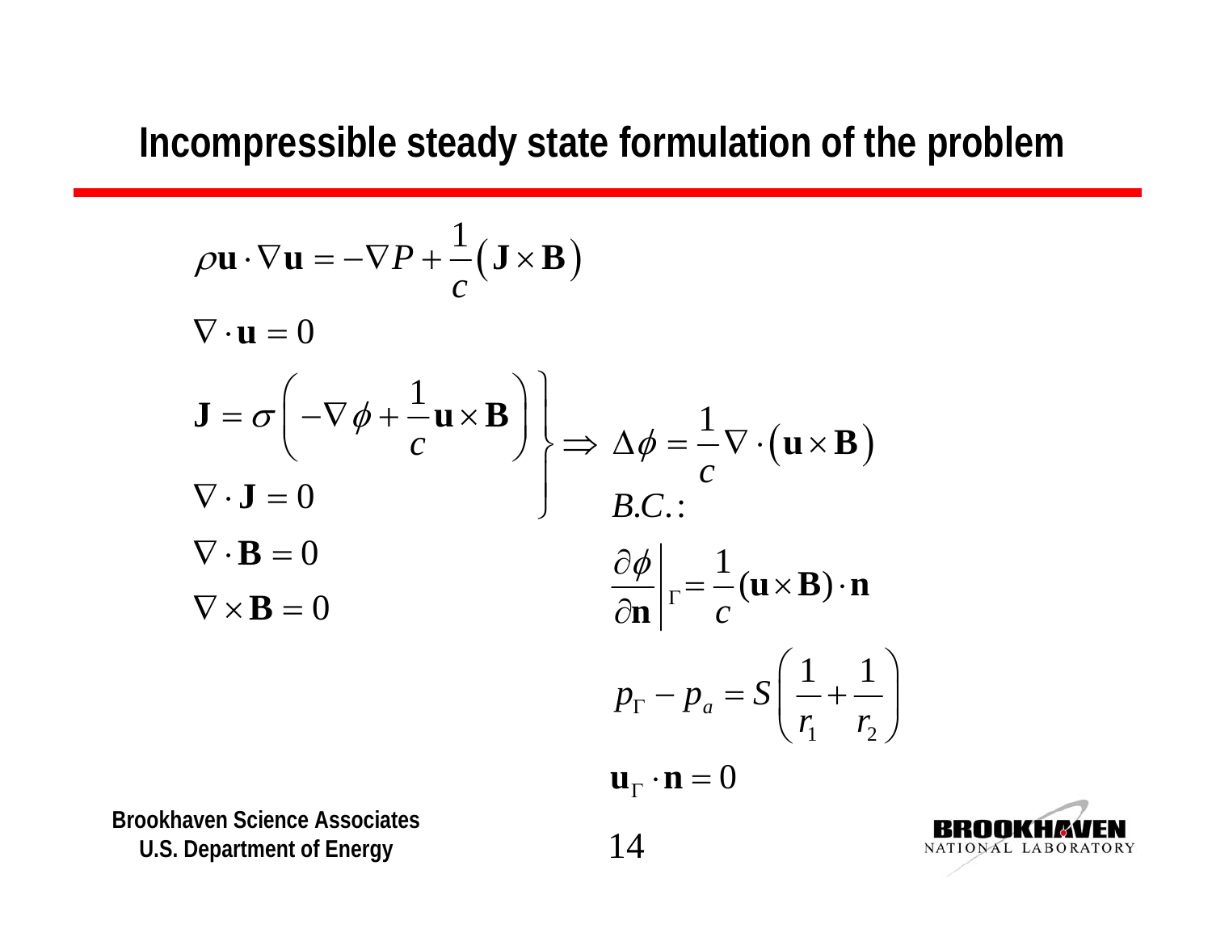# Incompressible steady state formulation of the problem

$$\rho \mathbf{u} \cdot \nabla \mathbf{u} = -\nabla P + \frac{1}{c}\left(\mathbf{J} \times \mathbf{B}\right)$$

$$\nabla \cdot \mathbf{u} = 0$$

$$\left.\begin{aligned} \mathbf{J} &= \sigma\left(-\nabla \phi + \frac{1}{c}\mathbf{u} \times \mathbf{B}\right) \\ \nabla \cdot \mathbf{J} &= 0 \end{aligned}\right\} \Rightarrow \Delta \phi = \frac{1}{c}\nabla \cdot \left(\mathbf{u} \times \mathbf{B}\right)$$

$$\nabla \cdot \mathbf{B} = 0$$

$$\nabla \times \mathbf{B} = 0$$

*B.C.:*

$$\left.\frac{\partial \phi}{\partial \mathbf{n}}\right|_{\Gamma} = \frac{1}{c}(\mathbf{u} \times \mathbf{B}) \cdot \mathbf{n}$$

$$p_{\Gamma} - p_a = S\left(\frac{1}{r_1} + \frac{1}{r_2}\right)$$

$$\mathbf{u}_{\Gamma} \cdot \mathbf{n} = 0$$

**Brookhaven Science Associates**
**U.S. Department of Energy**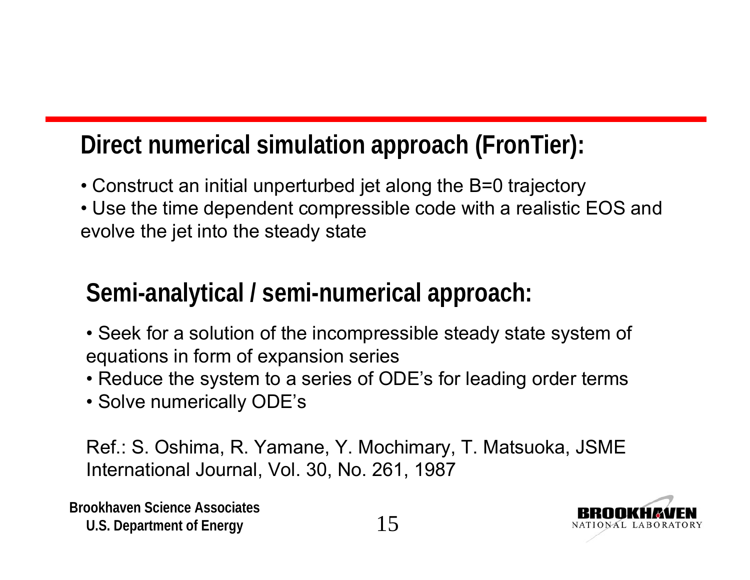## Direct numerical simulation approach (FronTier):

- Construct an initial unperturbed jet along the B=0 trajectory
- Use the time dependent compressible code with a realistic EOS and evolve the jet into the steady state

## Semi-analytical / semi-numerical approach:

- Seek for a solution of the incompressible steady state system of equations in form of expansion series
- Reduce the system to a series of ODE's for leading order terms
- Solve numerically ODE's

Ref.: S. Oshima, R. Yamane, Y. Mochimary, T. Matsuoka, JSME International Journal, Vol. 30, No. 261, 1987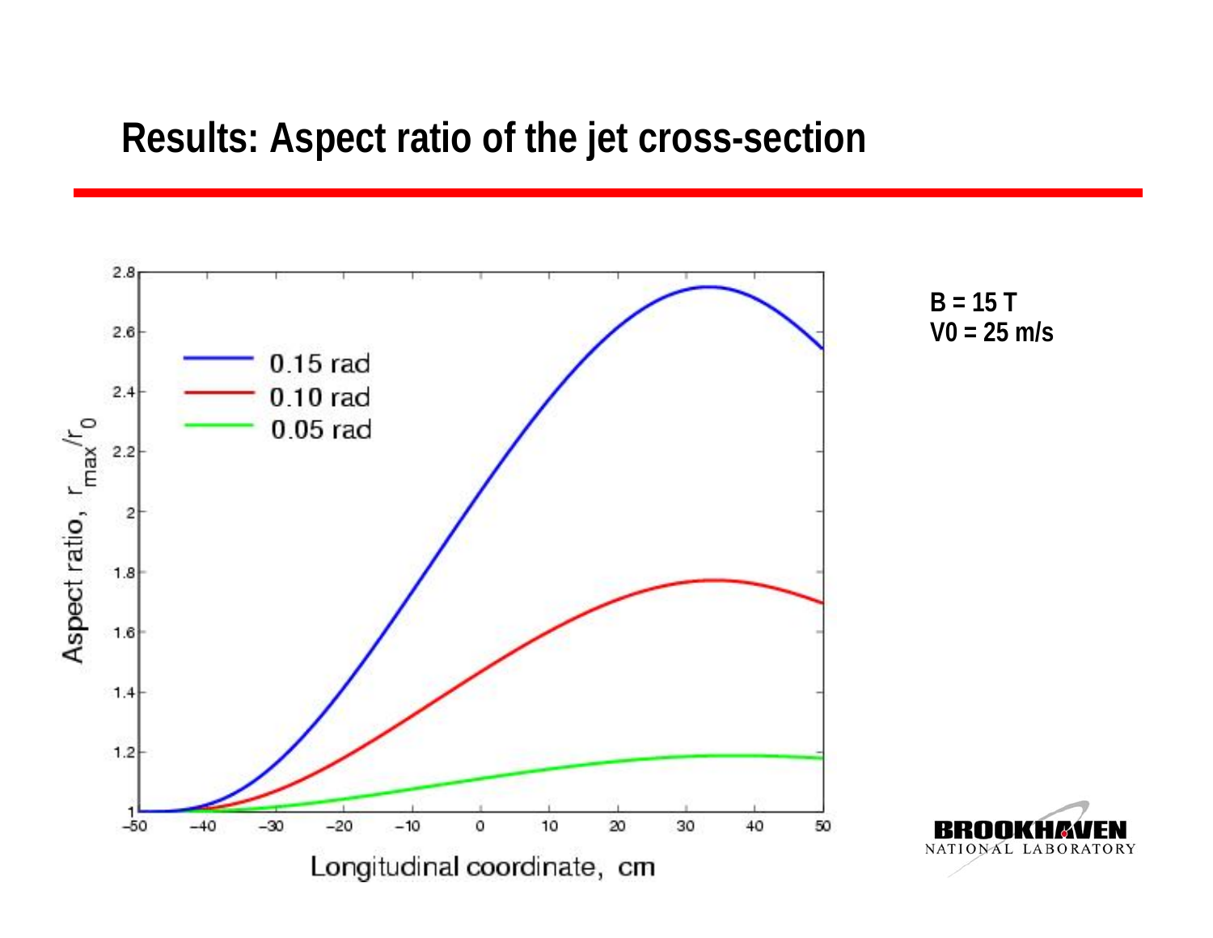# Results: Aspect ratio of the jet cross-section

B = 15 T
V0 = 25 m/s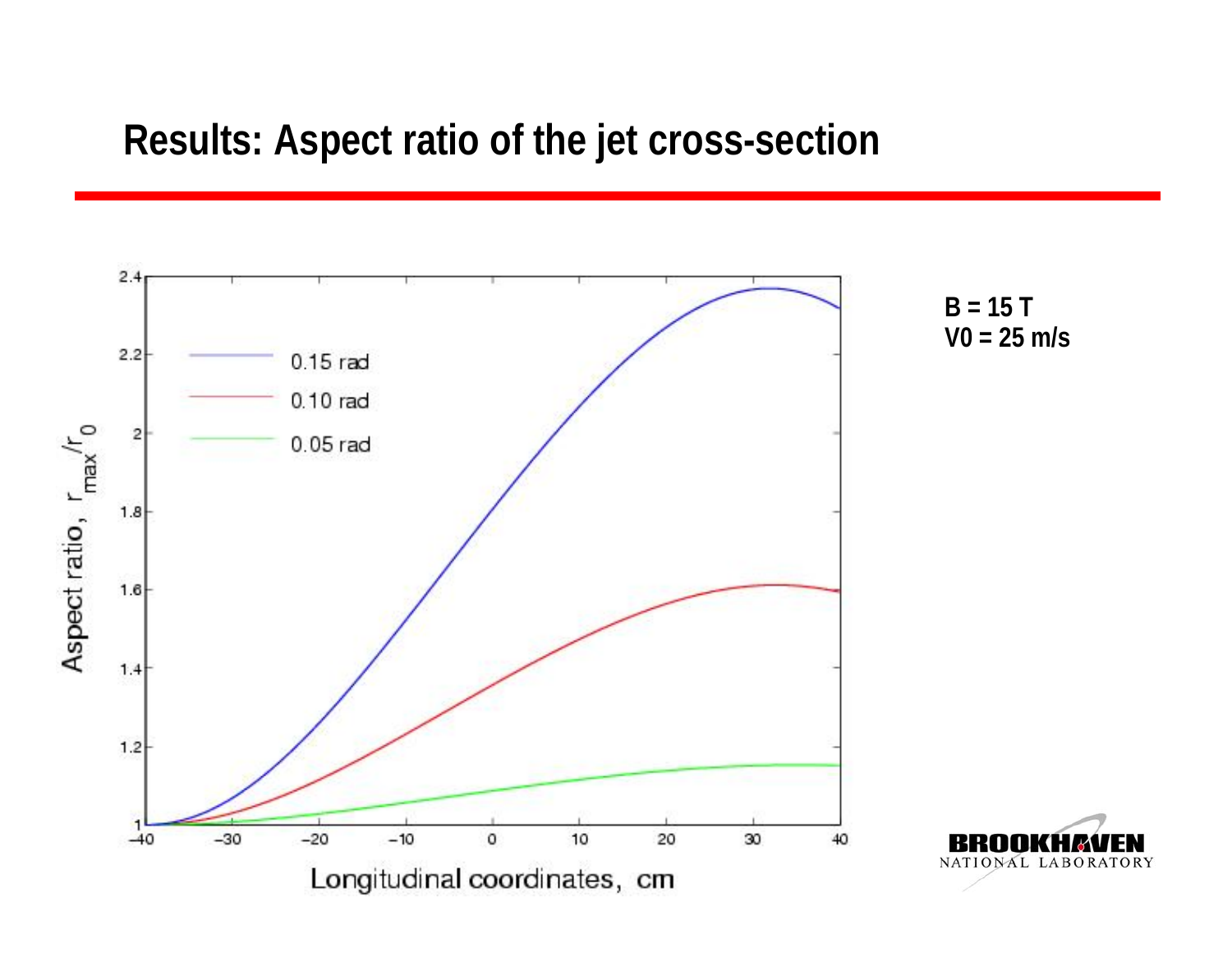# Results: Aspect ratio of the jet cross-section

**B = 15 T**
**V0 = 25 m/s**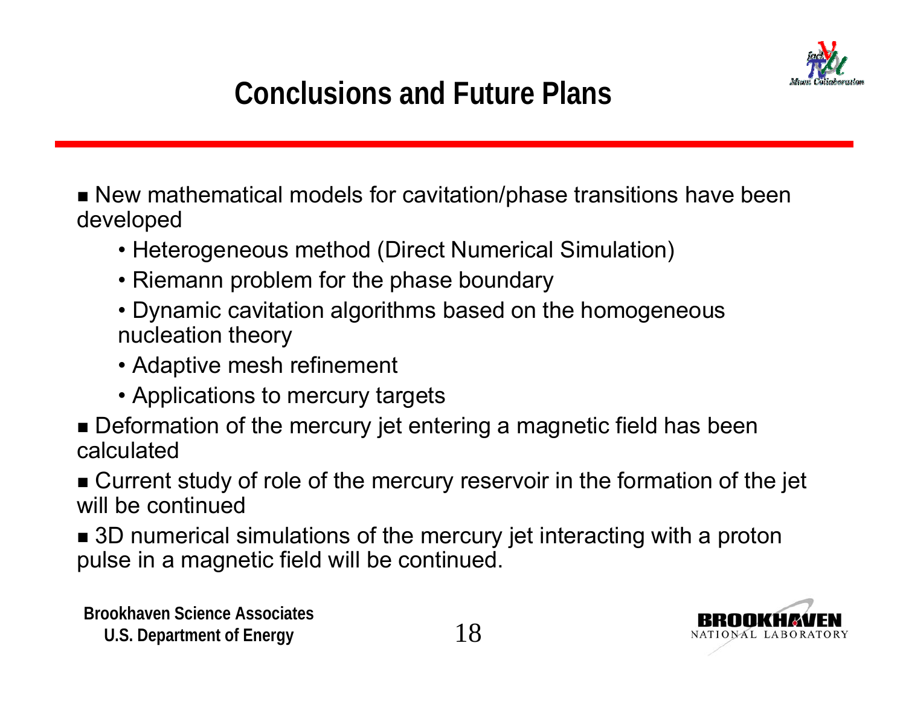# Conclusions and Future Plans

- New mathematical models for cavitation/phase transitions have been developed
  - Heterogeneous method (Direct Numerical Simulation)
  - Riemann problem for the phase boundary
  - Dynamic cavitation algorithms based on the homogeneous nucleation theory
  - Adaptive mesh refinement
  - Applications to mercury targets
- Deformation of the mercury jet entering a magnetic field has been calculated
- Current study of role of the mercury reservoir in the formation of the jet will be continued
- 3D numerical simulations of the mercury jet interacting with a proton pulse in a magnetic field will be continued.